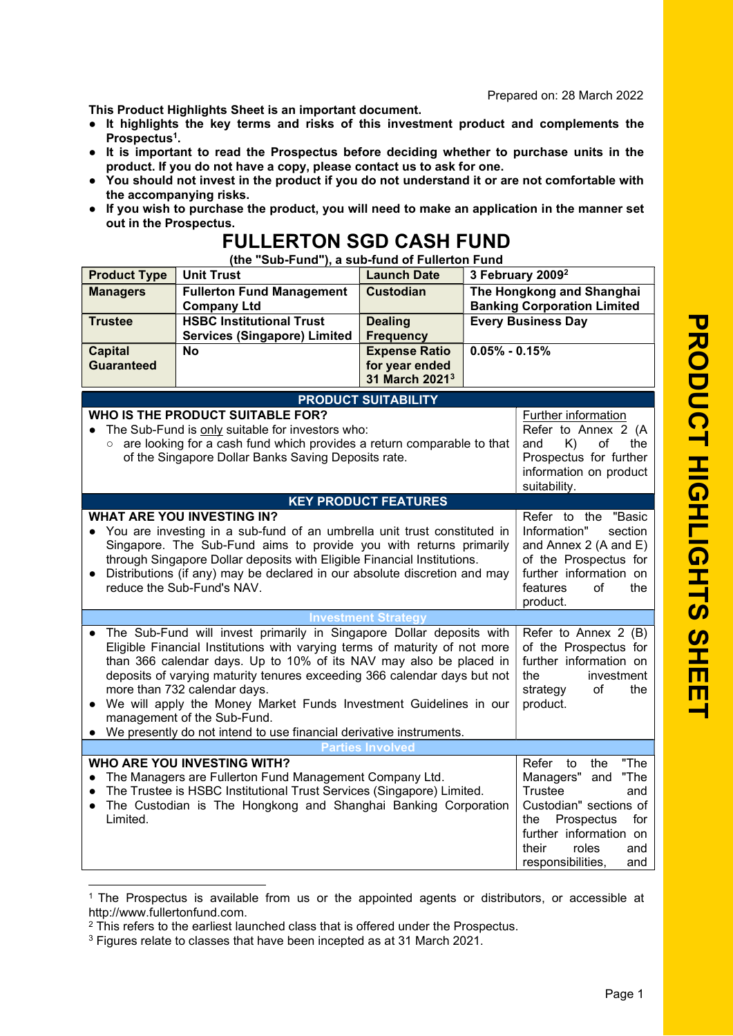Prepared on: 28 March 2022

**This Product Highlights Sheet is an important document.**

- **It highlights the key terms and risks of this investment product and complements the Prospectus[1].**
- **It is important to read the Prospectus before deciding whether to purchase units in the product. If you do not have a copy, please contact us to ask for one.**
- **You should not invest in the product if you do not understand it or are not comfortable with the accompanying risks.**
- **If you wish to purchase the product, you will need to make an application in the manner set out in the Prospectus.**

# FULLERTON SGD CASH FUND

**(the "Sub-Fund"), a sub-fund of Fullerton Fund**

| **Product Type** | **Unit Trust** | **Launch Date** | **3 February 2009[2]** |
|---|---|---|---|
| **Managers** | **Fullerton Fund Management Company Ltd** | **Custodian** | **The Hongkong and Shanghai Banking Corporation Limited** |
| **Trustee** | **HSBC Institutional Trust Services (Singapore) Limited** | **Dealing Frequency** | **Every Business Day** |
| **Capital Guaranteed** | **No** | **Expense Ratio for year ended 31 March 2021[3]** | **0.05% - 0.15%** |

## PRODUCT SUITABILITY

| | |
|---|---|
| **WHO IS THE PRODUCT SUITABLE FOR?**<br>• The Sub-Fund is only suitable for investors who:<br>○ are looking for a cash fund which provides a return comparable to that of the Singapore Dollar Banks Saving Deposits rate. | Further information<br>Refer to Annex 2 (A and K) of the Prospectus for further information on product suitability. |

## KEY PRODUCT FEATURES

| | |
|---|---|
| **WHAT ARE YOU INVESTING IN?**<br>• You are investing in a sub-fund of an umbrella unit trust constituted in Singapore. The Sub-Fund aims to provide you with returns primarily through Singapore Dollar deposits with Eligible Financial Institutions.<br>• Distributions (if any) may be declared in our absolute discretion and may reduce the Sub-Fund's NAV. | Refer to the "Basic Information" section and Annex 2 (A and E) of the Prospectus for further information on features of the product. |

### Investment Strategy

| | |
|---|---|
| • The Sub-Fund will invest primarily in Singapore Dollar deposits with Eligible Financial Institutions with varying terms of maturity of not more than 366 calendar days. Up to 10% of its NAV may also be placed in deposits of varying maturity tenures exceeding 366 calendar days but not more than 732 calendar days.<br>• We will apply the Money Market Funds Investment Guidelines in our management of the Sub-Fund.<br>• We presently do not intend to use financial derivative instruments. | Refer to Annex 2 (B) of the Prospectus for further information on the investment strategy of the product. |

### Parties Involved

| | |
|---|---|
| **WHO ARE YOU INVESTING WITH?**<br>• The Managers are Fullerton Fund Management Company Ltd.<br>• The Trustee is HSBC Institutional Trust Services (Singapore) Limited.<br>• The Custodian is The Hongkong and Shanghai Banking Corporation Limited. | Refer to the "The Managers" and "The Trustee and Custodian" sections of the Prospectus for further information on their roles and responsibilities, and |

[1] The Prospectus is available from us or the appointed agents or distributors, or accessible at http://www.fullertonfund.com.

[2] This refers to the earliest launched class that is offered under the Prospectus.

[3] Figures relate to classes that have been incepted as at 31 March 2021.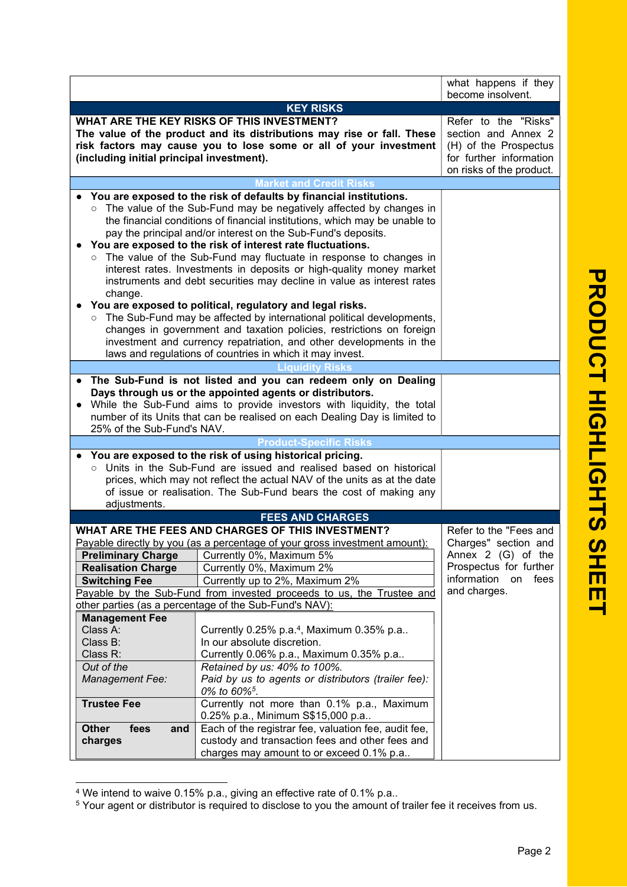what happens if they become insolvent.

## KEY RISKS

**WHAT ARE THE KEY RISKS OF THIS INVESTMENT?**

**The value of the product and its distributions may rise or fall. These risk factors may cause you to lose some or all of your investment (including initial principal investment).**

Refer to the "Risks" section and Annex 2 (H) of the Prospectus for further information on risks of the product.

### Market and Credit Risks

- **You are exposed to the risk of defaults by financial institutions.**
  - The value of the Sub-Fund may be negatively affected by changes in the financial conditions of financial institutions, which may be unable to pay the principal and/or interest on the Sub-Fund's deposits.
- **You are exposed to the risk of interest rate fluctuations.**
  - The value of the Sub-Fund may fluctuate in response to changes in interest rates. Investments in deposits or high-quality money market instruments and debt securities may decline in value as interest rates change.
- **You are exposed to political, regulatory and legal risks.**
  - The Sub-Fund may be affected by international political developments, changes in government and taxation policies, restrictions on foreign investment and currency repatriation, and other developments in the laws and regulations of countries in which it may invest.

### Liquidity Risks

- **The Sub-Fund is not listed and you can redeem only on Dealing Days through us or the appointed agents or distributors.**
- While the Sub-Fund aims to provide investors with liquidity, the total number of its Units that can be realised on each Dealing Day is limited to 25% of the Sub-Fund's NAV.

### Product-Specific Risks

- **You are exposed to the risk of using historical pricing.**
  - Units in the Sub-Fund are issued and realised based on historical prices, which may not reflect the actual NAV of the units as at the date of issue or realisation. The Sub-Fund bears the cost of making any adjustments.

## FEES AND CHARGES

**WHAT ARE THE FEES AND CHARGES OF THIS INVESTMENT?**

Refer to the "Fees and Charges" section and Annex 2 (G) of the Prospectus for further information on fees and charges.

Payable directly by you (as a percentage of your gross investment amount):

| | |
|---|---|
| **Preliminary Charge** | Currently 0%, Maximum 5% |
| **Realisation Charge** | Currently 0%, Maximum 2% |
| **Switching Fee** | Currently up to 2%, Maximum 2% |

Payable by the Sub-Fund from invested proceeds to us, the Trustee and other parties (as a percentage of the Sub-Fund's NAV):

| | |
|---|---|
| **Management Fee** | |
| Class A: | Currently 0.25% p.a.[4], Maximum 0.35% p.a.. |
| Class B: | In our absolute discretion. |
| Class R: | Currently 0.06% p.a., Maximum 0.35% p.a.. |
| *Out of the Management Fee:* | *Retained by us: 40% to 100%.* *Paid by us to agents or distributors (trailer fee): 0% to 60%[5].* |
| **Trustee Fee** | Currently not more than 0.1% p.a., Maximum 0.25% p.a., Minimum S$15,000 p.a.. |
| **Other fees and charges** | Each of the registrar fee, valuation fee, audit fee, custody and transaction fees and other fees and charges may amount to or exceed 0.1% p.a.. |

[4] We intend to waive 0.15% p.a., giving an effective rate of 0.1% p.a..

[5] Your agent or distributor is required to disclose to you the amount of trailer fee it receives from us.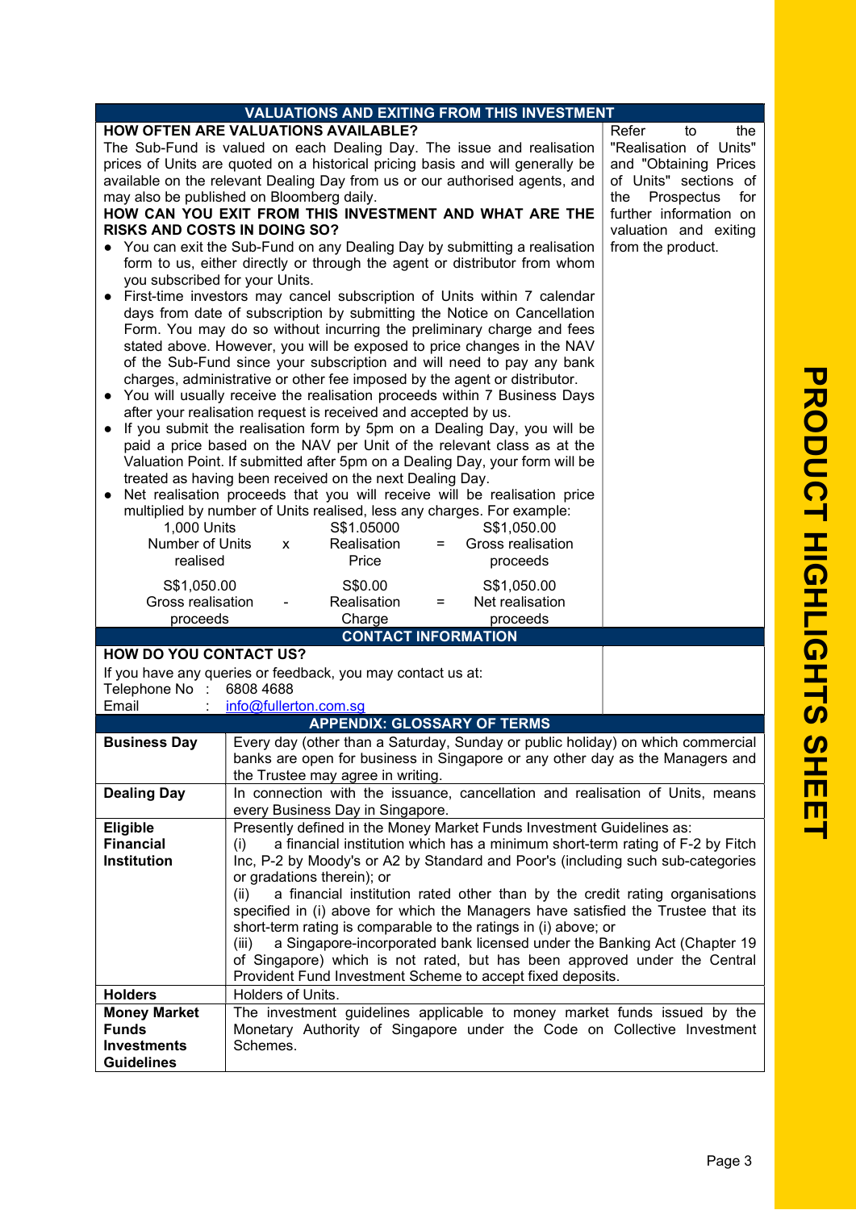## VALUATIONS AND EXITING FROM THIS INVESTMENT

### HOW OFTEN ARE VALUATIONS AVAILABLE?

The Sub-Fund is valued on each Dealing Day. The issue and realisation prices of Units are quoted on a historical pricing basis and will generally be available on the relevant Dealing Day from us or our authorised agents, and may also be published on Bloomberg daily.

### HOW CAN YOU EXIT FROM THIS INVESTMENT AND WHAT ARE THE RISKS AND COSTS IN DOING SO?

- You can exit the Sub-Fund on any Dealing Day by submitting a realisation form to us, either directly or through the agent or distributor from whom you subscribed for your Units.
- First-time investors may cancel subscription of Units within 7 calendar days from date of subscription by submitting the Notice on Cancellation Form. You may do so without incurring the preliminary charge and fees stated above. However, you will be exposed to price changes in the NAV of the Sub-Fund since your subscription and will need to pay any bank charges, administrative or other fee imposed by the agent or distributor.
- You will usually receive the realisation proceeds within 7 Business Days after your realisation request is received and accepted by us.
- If you submit the realisation form by 5pm on a Dealing Day, you will be paid a price based on the NAV per Unit of the relevant class as at the Valuation Point. If submitted after 5pm on a Dealing Day, your form will be treated as having been received on the next Dealing Day.
- Net realisation proceeds that you will receive will be realisation price multiplied by number of Units realised, less any charges. For example:

| 1,000 Units | | S$1.05000 | | S$1,050.00 |
|---|---|---|---|---|
| Number of Units realised | x | Realisation Price | = | Gross realisation proceeds |

| S$1,050.00 | | S$0.00 | | S$1,050.00 |
|---|---|---|---|---|
| Gross realisation proceeds | - | Realisation Charge | = | Net realisation proceeds |

Refer to the "Realisation of Units" and "Obtaining Prices of Units" sections of the Prospectus for further information on valuation and exiting from the product.

## CONTACT INFORMATION

### HOW DO YOU CONTACT US?

If you have any queries or feedback, you may contact us at:

Telephone No : 6808 4688
Email : info@fullerton.com.sg

## APPENDIX: GLOSSARY OF TERMS

| Term | Definition |
|---|---|
| **Business Day** | Every day (other than a Saturday, Sunday or public holiday) on which commercial banks are open for business in Singapore or any other day as the Managers and the Trustee may agree in writing. |
| **Dealing Day** | In connection with the issuance, cancellation and realisation of Units, means every Business Day in Singapore. |
| **Eligible Financial Institution** | Presently defined in the Money Market Funds Investment Guidelines as: (i) a financial institution which has a minimum short-term rating of F-2 by Fitch Inc, P-2 by Moody's or A2 by Standard and Poor's (including such sub-categories or gradations therein); or (ii) a financial institution rated other than by the credit rating organisations specified in (i) above for which the Managers have satisfied the Trustee that its short-term rating is comparable to the ratings in (i) above; or (iii) a Singapore-incorporated bank licensed under the Banking Act (Chapter 19 of Singapore) which is not rated, but has been approved under the Central Provident Fund Investment Scheme to accept fixed deposits. |
| **Holders** | Holders of Units. |
| **Money Market Funds Investments Guidelines** | The investment guidelines applicable to money market funds issued by the Monetary Authority of Singapore under the Code on Collective Investment Schemes. |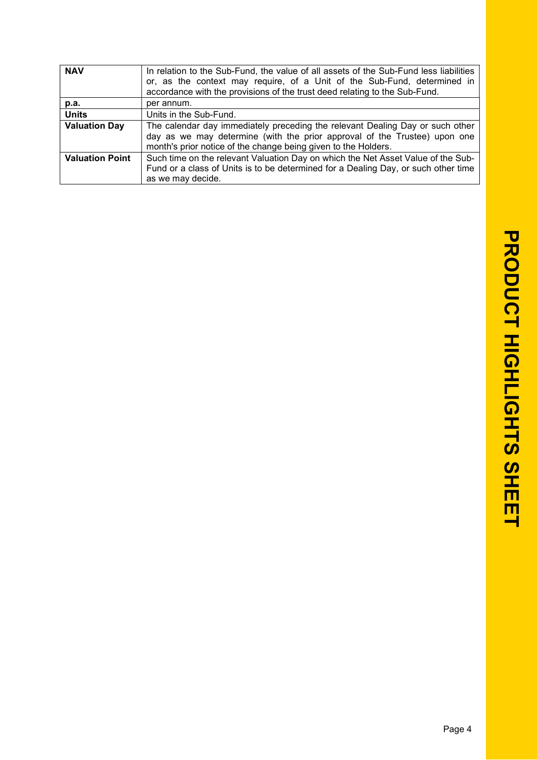| | |
|---|---|
| **NAV** | In relation to the Sub-Fund, the value of all assets of the Sub-Fund less liabilities or, as the context may require, of a Unit of the Sub-Fund, determined in accordance with the provisions of the trust deed relating to the Sub-Fund. |
| **p.a.** | per annum. |
| **Units** | Units in the Sub-Fund. |
| **Valuation Day** | The calendar day immediately preceding the relevant Dealing Day or such other day as we may determine (with the prior approval of the Trustee) upon one month's prior notice of the change being given to the Holders. |
| **Valuation Point** | Such time on the relevant Valuation Day on which the Net Asset Value of the Sub-Fund or a class of Units is to be determined for a Dealing Day, or such other time as we may decide. |